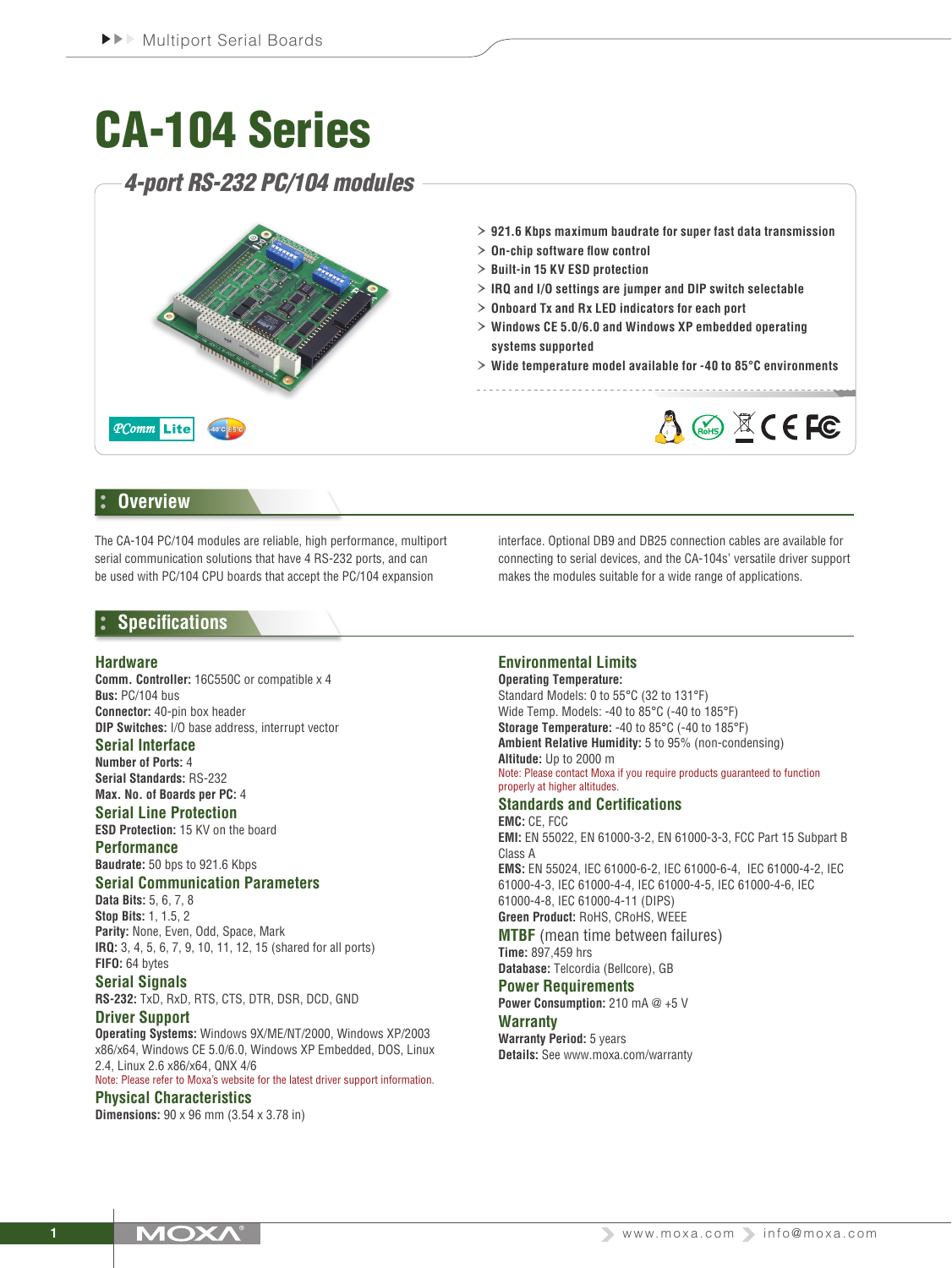# CA-104 Series

## 4-port RS-232 PC/104 modules

- 921.6 Kbps maximum baudrate for super fast data transmission
- On-chip software flow control
- Built-in 15 KV ESD protection
- IRQ and I/O settings are jumper and DIP switch selectable
- Onboard Tx and Rx LED indicators for each port
- Windows CE 5.0/6.0 and Windows XP embedded operating systems supported
- Wide temperature model available for -40 to 85°C environments

## Overview

The CA-104 PC/104 modules are reliable, high performance, multiport serial communication solutions that have 4 RS-232 ports, and can be used with PC/104 CPU boards that accept the PC/104 expansion interface. Optional DB9 and DB25 connection cables are available for connecting to serial devices, and the CA-104s' versatile driver support makes the modules suitable for a wide range of applications.

## Specifications

### Hardware

**Comm. Controller:** 16C550C or compatible x 4
**Bus:** PC/104 bus
**Connector:** 40-pin box header
**DIP Switches:** I/O base address, interrupt vector

### Serial Interface

**Number of Ports:** 4
**Serial Standards:** RS-232
**Max. No. of Boards per PC:** 4

### Serial Line Protection

**ESD Protection:** 15 KV on the board

### Performance

**Baudrate:** 50 bps to 921.6 Kbps

### Serial Communication Parameters

**Data Bits:** 5, 6, 7, 8
**Stop Bits:** 1, 1.5, 2
**Parity:** None, Even, Odd, Space, Mark
**IRQ:** 3, 4, 5, 6, 7, 9, 10, 11, 12, 15 (shared for all ports)
**FIFO:** 64 bytes

### Serial Signals

**RS-232:** TxD, RxD, RTS, CTS, DTR, DSR, DCD, GND

### Driver Support

**Operating Systems:** Windows 9X/ME/NT/2000, Windows XP/2003 x86/x64, Windows CE 5.0/6.0, Windows XP Embedded, DOS, Linux 2.4, Linux 2.6 x86/x64, QNX 4/6
Note: Please refer to Moxa's website for the latest driver support information.

### Physical Characteristics

**Dimensions:** 90 x 96 mm (3.54 x 3.78 in)

### Environmental Limits

**Operating Temperature:**
Standard Models: 0 to 55°C (32 to 131°F)
Wide Temp. Models: -40 to 85°C (-40 to 185°F)
**Storage Temperature:** -40 to 85°C (-40 to 185°F)
**Ambient Relative Humidity:** 5 to 95% (non-condensing)
**Altitude:** Up to 2000 m
Note: Please contact Moxa if you require products guaranteed to function properly at higher altitudes.

### Standards and Certifications

**EMC:** CE, FCC
**EMI:** EN 55022, EN 61000-3-2, EN 61000-3-3, FCC Part 15 Subpart B Class A
**EMS:** EN 55024, IEC 61000-6-2, IEC 61000-6-4, IEC 61000-4-2, IEC 61000-4-3, IEC 61000-4-4, IEC 61000-4-5, IEC 61000-4-6, IEC 61000-4-8, IEC 61000-4-11 (DIPS)
**Green Product:** RoHS, CRoHS, WEEE

### MTBF (mean time between failures)

**Time:** 897,459 hrs
**Database:** Telcordia (Bellcore), GB

### Power Requirements

**Power Consumption:** 210 mA @ +5 V

### Warranty

**Warranty Period:** 5 years
**Details:** See www.moxa.com/warranty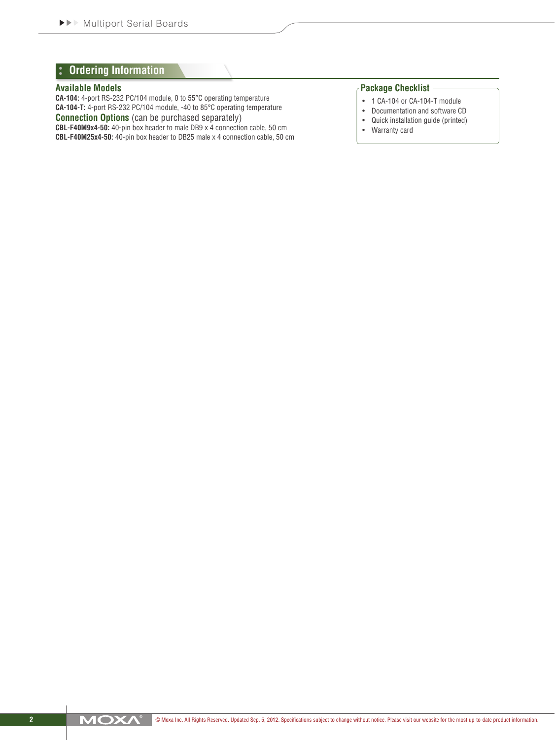## Ordering Information

### Available Models

**CA-104:** 4-port RS-232 PC/104 module, 0 to 55°C operating temperature
**CA-104-T:** 4-port RS-232 PC/104 module, -40 to 85°C operating temperature

### Connection Options (can be purchased separately)

**CBL-F40M9x4-50:** 40-pin box header to male DB9 x 4 connection cable, 50 cm
**CBL-F40M25x4-50:** 40-pin box header to DB25 male x 4 connection cable, 50 cm

### Package Checklist

- 1 CA-104 or CA-104-T module
- Documentation and software CD
- Quick installation guide (printed)
- Warranty card

© Moxa Inc. All Rights Reserved. Updated Sep. 5, 2012. Specifications subject to change without notice. Please visit our website for the most up-to-date product information.